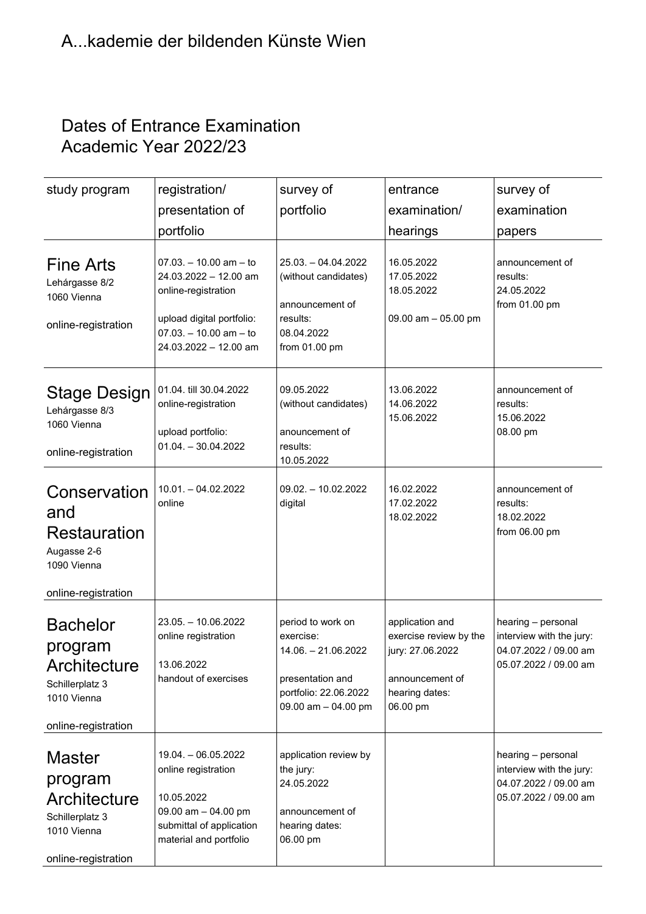# A...kademie der bildenden Künste Wien

## Dates of Entrance Examination
## Academic Year 2022/23

| study program | registration/ presentation of portfolio | survey of portfolio | entrance examination/ hearings | survey of examination papers |
|---|---|---|---|---|
| **Fine Arts**<br>Lehárgasse 8/2<br>1060 Vienna<br><br>online-registration | 07.03. – 10.00 am – to 24.03.2022 – 12.00 am<br>online-registration<br><br>upload digital portfolio:<br>07.03. – 10.00 am – to 24.03.2022 – 12.00 am | 25.03. – 04.04.2022<br>(without candidates)<br><br>announcement of results:<br>08.04.2022<br>from 01.00 pm | 16.05.2022<br>17.05.2022<br>18.05.2022<br><br>09.00 am – 05.00 pm | announcement of results:<br>24.05.2022<br>from 01.00 pm |
| **Stage Design**<br>Lehárgasse 8/3<br>1060 Vienna<br><br>online-registration | 01.04. till 30.04.2022<br>online-registration<br><br>upload portfolio:<br>01.04. – 30.04.2022 | 09.05.2022<br>(without candidates)<br><br>anouncement of results:<br>10.05.2022 | 13.06.2022<br>14.06.2022<br>15.06.2022 | announcement of results:<br>15.06.2022<br>08.00 pm |
| **Conservation and Restauration**<br>Augasse 2-6<br>1090 Vienna<br><br>online-registration | 10.01. – 04.02.2022<br>online | 09.02. – 10.02.2022<br>digital | 16.02.2022<br>17.02.2022<br>18.02.2022 | announcement of results:<br>18.02.2022<br>from 06.00 pm |
| **Bachelor program Architecture**<br>Schillerplatz 3<br>1010 Vienna<br><br>online-registration | 23.05. – 10.06.2022<br>online registration<br><br>13.06.2022<br>handout of exercises | period to work on exercise:<br>14.06. – 21.06.2022<br><br>presentation and portfolio: 22.06.2022<br>09.00 am – 04.00 pm | application and exercise review by the jury: 27.06.2022<br><br>announcement of hearing dates:<br>06.00 pm | hearing – personal interview with the jury:<br>04.07.2022 / 09.00 am<br>05.07.2022 / 09.00 am |
| **Master program Architecture**<br>Schillerplatz 3<br>1010 Vienna<br><br>online-registration | 19.04. – 06.05.2022<br>online registration<br><br>10.05.2022<br>09.00 am – 04.00 pm<br>submittal of application material and portfolio | application review by the jury:<br>24.05.2022<br><br>announcement of hearing dates:<br>06.00 pm | | hearing – personal interview with the jury:<br>04.07.2022 / 09.00 am<br>05.07.2022 / 09.00 am |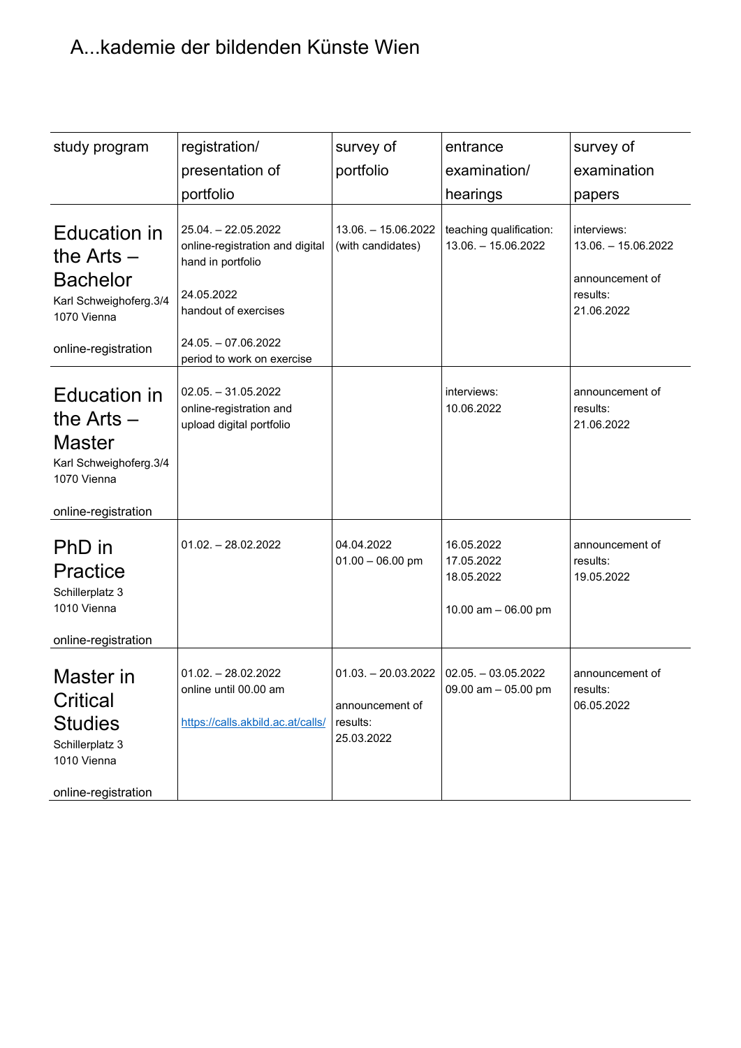# A...kademie der bildenden Künste Wien

| study program | registration/ presentation of portfolio | survey of portfolio | entrance examination/ hearings | survey of examination papers |
|---|---|---|---|---|
| **Education in the Arts – Bachelor**<br>Karl Schweighoferg.3/4<br>1070 Vienna<br><br>online-registration | 25.04. – 22.05.2022<br>online-registration and digital hand in portfolio<br><br>24.05.2022<br>handout of exercises<br><br>24.05. – 07.06.2022<br>period to work on exercise | 13.06. – 15.06.2022<br>(with candidates) | teaching qualification:<br>13.06. – 15.06.2022 | interviews:<br>13.06. – 15.06.2022<br><br>announcement of results:<br>21.06.2022 |
| **Education in the Arts – Master**<br>Karl Schweighoferg.3/4<br>1070 Vienna<br><br>online-registration | 02.05. – 31.05.2022<br>online-registration and upload digital portfolio | | interviews:<br>10.06.2022 | announcement of results:<br>21.06.2022 |
| **PhD in Practice**<br>Schillerplatz 3<br>1010 Vienna<br><br>online-registration | 01.02. – 28.02.2022 | 04.04.2022<br>01.00 – 06.00 pm | 16.05.2022<br>17.05.2022<br>18.05.2022<br><br>10.00 am – 06.00 pm | announcement of results:<br>19.05.2022 |
| **Master in Critical Studies**<br>Schillerplatz 3<br>1010 Vienna<br><br>online-registration | 01.02. – 28.02.2022<br>online until 00.00 am<br><br>https://calls.akbild.ac.at/calls/ | 01.03. – 20.03.2022<br><br>announcement of results:<br>25.03.2022 | 02.05. – 03.05.2022<br>09.00 am – 05.00 pm | announcement of results:<br>06.05.2022 |